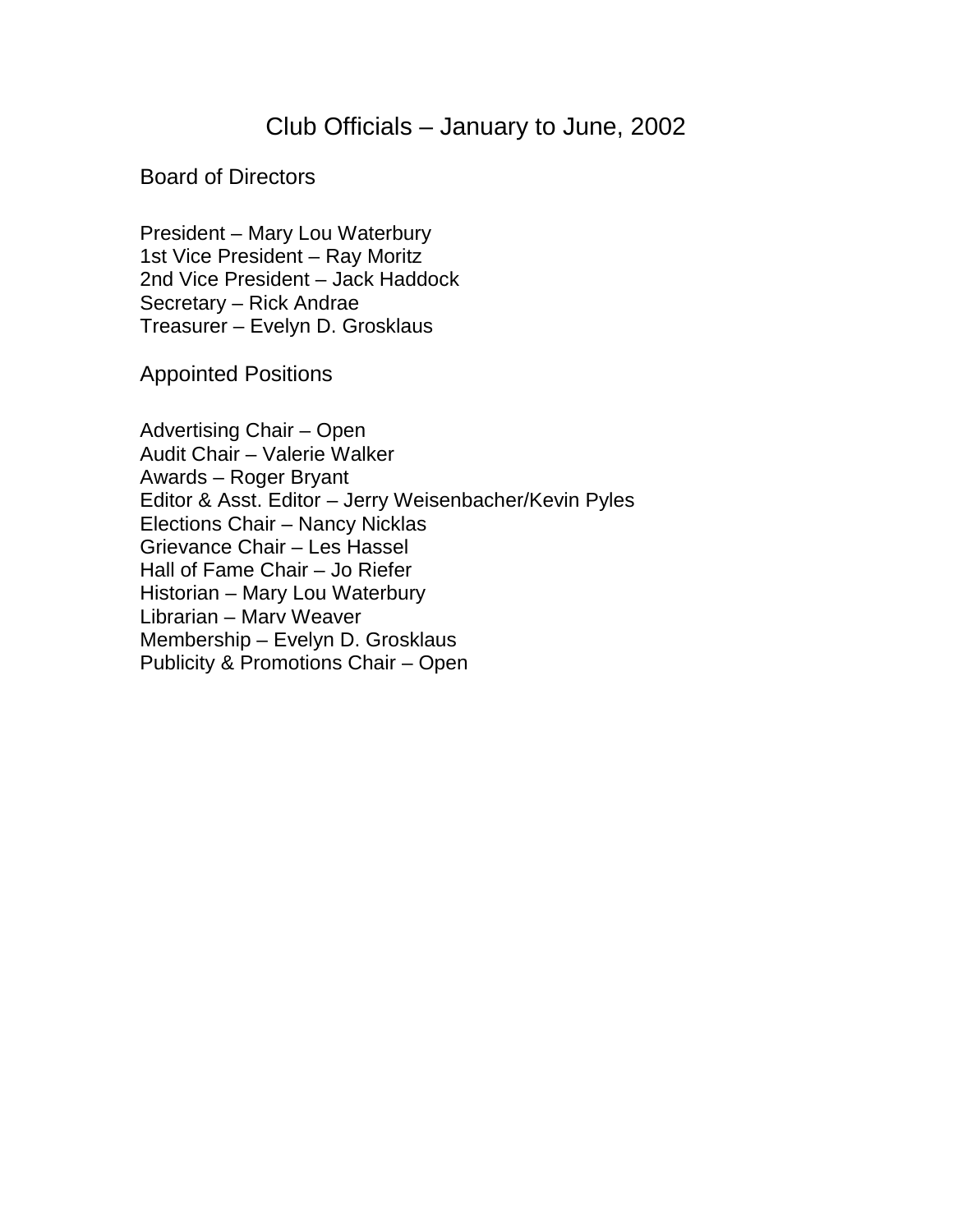# Club Officials – January to June, 2002

## Board of Directors

President – Mary Lou Waterbury
1st Vice President – Ray Moritz
2nd Vice President – Jack Haddock
Secretary – Rick Andrae
Treasurer – Evelyn D. Grosklaus

## Appointed Positions

Advertising Chair – Open
Audit Chair – Valerie Walker
Awards – Roger Bryant
Editor & Asst. Editor – Jerry Weisenbacher/Kevin Pyles
Elections Chair – Nancy Nicklas
Grievance Chair – Les Hassel
Hall of Fame Chair – Jo Riefer
Historian – Mary Lou Waterbury
Librarian – Marv Weaver
Membership – Evelyn D. Grosklaus
Publicity & Promotions Chair – Open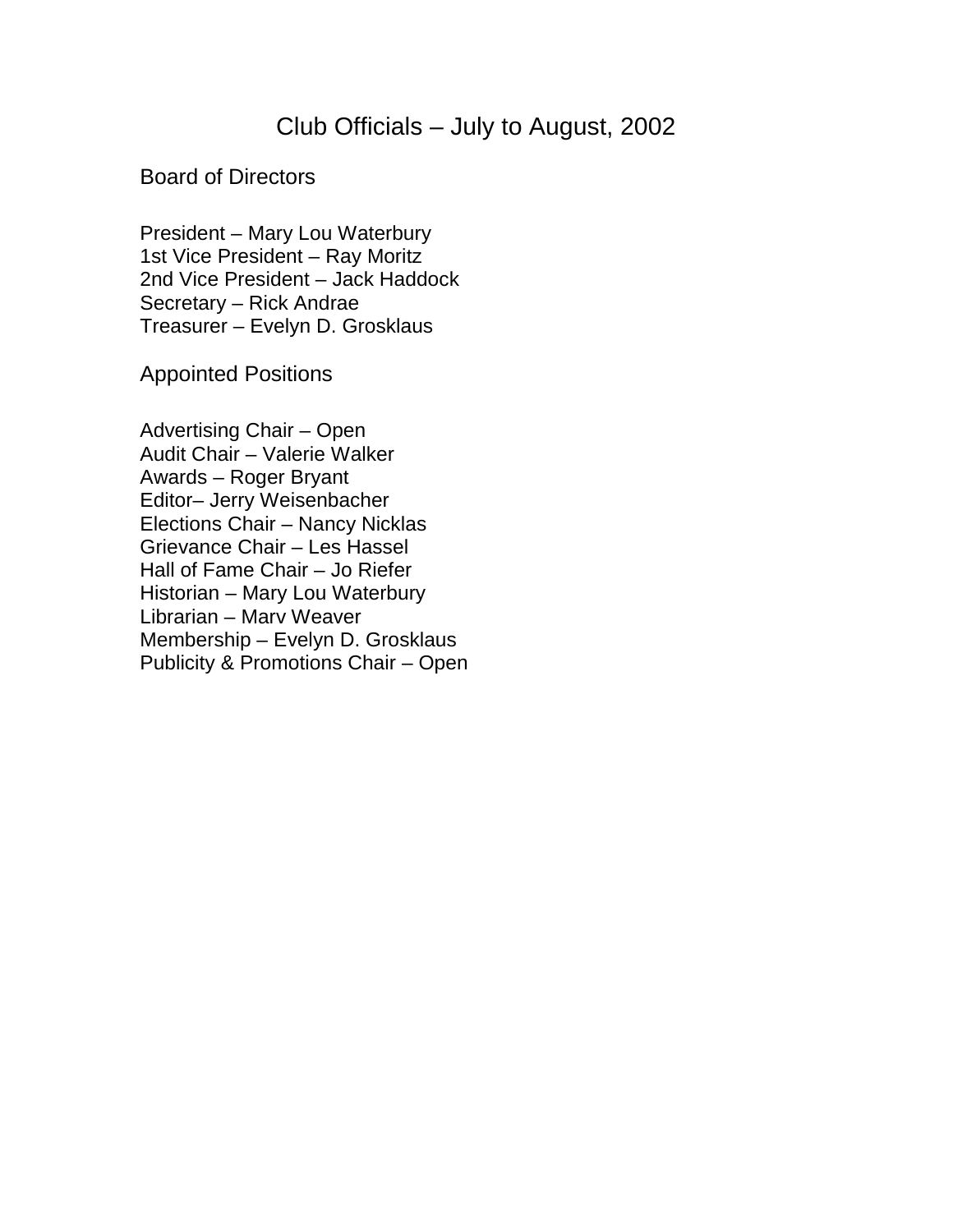# Club Officials – July to August, 2002

## Board of Directors

President – Mary Lou Waterbury
1st Vice President – Ray Moritz
2nd Vice President – Jack Haddock
Secretary – Rick Andrae
Treasurer – Evelyn D. Grosklaus

## Appointed Positions

Advertising Chair – Open
Audit Chair – Valerie Walker
Awards – Roger Bryant
Editor– Jerry Weisenbacher
Elections Chair – Nancy Nicklas
Grievance Chair – Les Hassel
Hall of Fame Chair – Jo Riefer
Historian – Mary Lou Waterbury
Librarian – Marv Weaver
Membership – Evelyn D. Grosklaus
Publicity & Promotions Chair – Open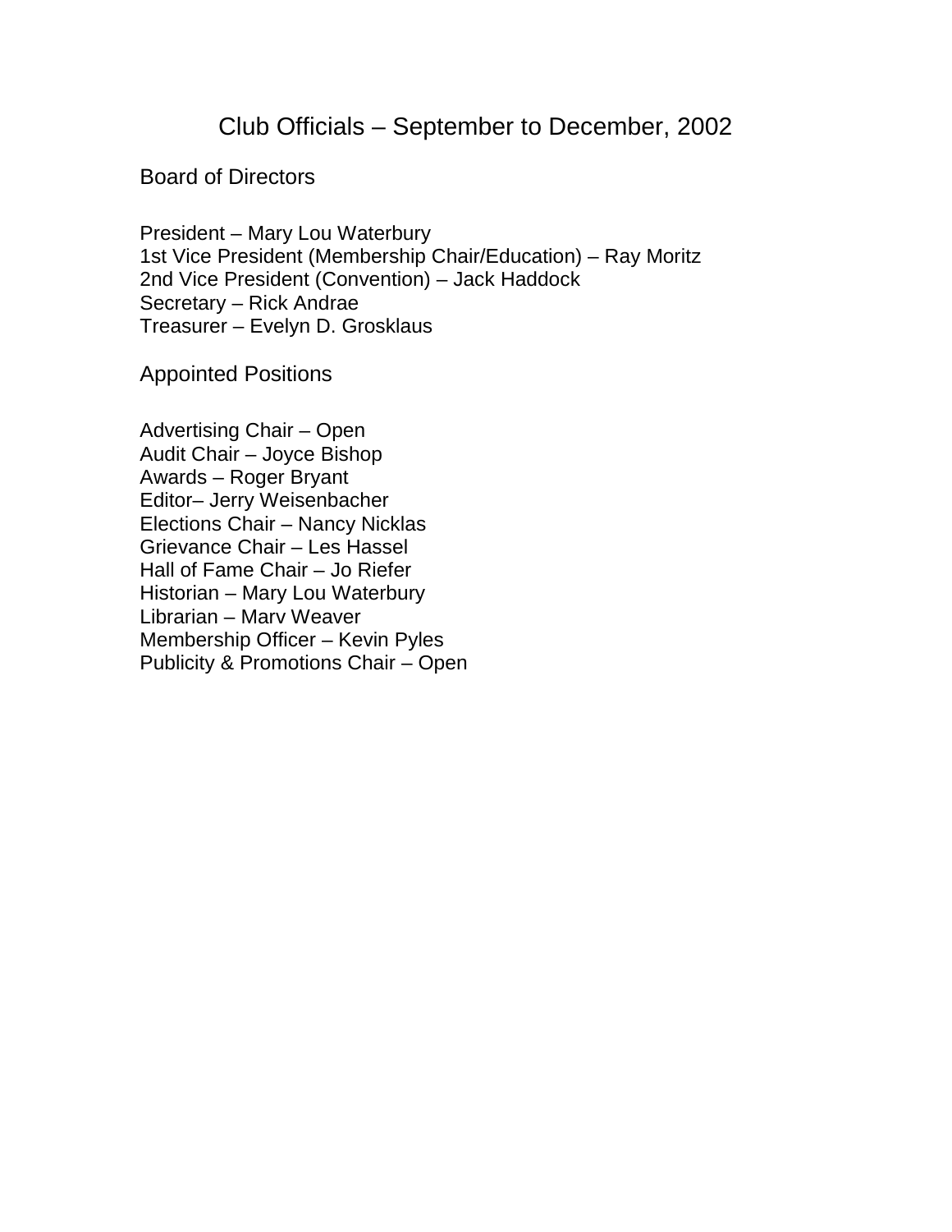# Club Officials – September to December, 2002

## Board of Directors

President – Mary Lou Waterbury
1st Vice President (Membership Chair/Education) – Ray Moritz
2nd Vice President (Convention) – Jack Haddock
Secretary – Rick Andrae
Treasurer – Evelyn D. Grosklaus

## Appointed Positions

Advertising Chair – Open
Audit Chair – Joyce Bishop
Awards – Roger Bryant
Editor– Jerry Weisenbacher
Elections Chair – Nancy Nicklas
Grievance Chair – Les Hassel
Hall of Fame Chair – Jo Riefer
Historian – Mary Lou Waterbury
Librarian – Marv Weaver
Membership Officer – Kevin Pyles
Publicity & Promotions Chair – Open